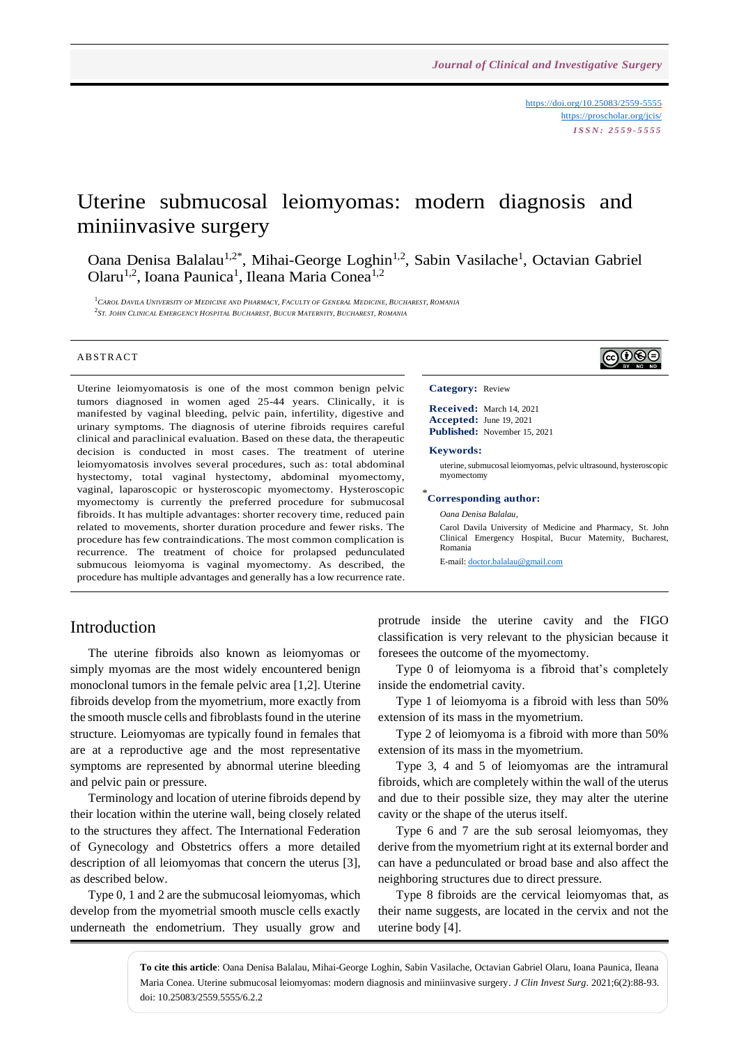https://doi.org/10.25083/2559-5555
https://proscholar.org/jcis/
*ISSN: 2559-5555*

# Uterine submucosal leiomyomas: modern diagnosis and miniinvasive surgery

Oana Denisa Balalau[1,2*], Mihai-George Loghin[1,2], Sabin Vasilache[1], Octavian Gabriel Olaru[1,2], Ioana Paunica[1], Ileana Maria Conea[1,2]

[1] *Carol Davila University of Medicine and Pharmacy, Faculty of General Medicine, Bucharest, Romania*
[2] *St. John Clinical Emergency Hospital Bucharest, Bucur Maternity, Bucharest, Romania*

## ABSTRACT

Uterine leiomyomatosis is one of the most common benign pelvic tumors diagnosed in women aged 25-44 years. Clinically, it is manifested by vaginal bleeding, pelvic pain, infertility, digestive and urinary symptoms. The diagnosis of uterine fibroids requires careful clinical and paraclinical evaluation. Based on these data, the therapeutic decision is conducted in most cases. The treatment of uterine leiomyomatosis involves several procedures, such as: total abdominal hystectomy, total vaginal hystectomy, abdominal myomectomy, vaginal, laparoscopic or hysteroscopic myomectomy. Hysteroscopic myomectomy is currently the preferred procedure for submucosal fibroids. It has multiple advantages: shorter recovery time, reduced pain related to movements, shorter duration procedure and fewer risks. The procedure has few contraindications. The most common complication is recurrence. The treatment of choice for prolapsed pedunculated submucous leiomyoma is vaginal myomectomy. As described, the procedure has multiple advantages and generally has a low recurrence rate.

**Category:** Review

**Received:** March 14, 2021
**Accepted:** June 19, 2021
**Published:** November 15, 2021

**Keywords:**

uterine, submucosal leiomyomas, pelvic ultrasound, hysteroscopic myomectomy

***Corresponding author:**

*Oana Denisa Balalau,*

Carol Davila University of Medicine and Pharmacy, St. John Clinical Emergency Hospital, Bucur Maternity, Bucharest, Romania

E-mail: doctor.balalau@gmail.com

## Introduction

The uterine fibroids also known as leiomyomas or simply myomas are the most widely encountered benign monoclonal tumors in the female pelvic area [1,2]. Uterine fibroids develop from the myometrium, more exactly from the smooth muscle cells and fibroblasts found in the uterine structure. Leiomyomas are typically found in females that are at a reproductive age and the most representative symptoms are represented by abnormal uterine bleeding and pelvic pain or pressure.

Terminology and location of uterine fibroids depend by their location within the uterine wall, being closely related to the structures they affect. The International Federation of Gynecology and Obstetrics offers a more detailed description of all leiomyomas that concern the uterus [3], as described below.

Type 0, 1 and 2 are the submucosal leiomyomas, which develop from the myometrial smooth muscle cells exactly underneath the endometrium. They usually grow and protrude inside the uterine cavity and the FIGO classification is very relevant to the physician because it foresees the outcome of the myomectomy.

Type 0 of leiomyoma is a fibroid that's completely inside the endometrial cavity.

Type 1 of leiomyoma is a fibroid with less than 50% extension of its mass in the myometrium.

Type 2 of leiomyoma is a fibroid with more than 50% extension of its mass in the myometrium.

Type 3, 4 and 5 of leiomyomas are the intramural fibroids, which are completely within the wall of the uterus and due to their possible size, they may alter the uterine cavity or the shape of the uterus itself.

Type 6 and 7 are the sub serosal leiomyomas, they derive from the myometrium right at its external border and can have a pedunculated or broad base and also affect the neighboring structures due to direct pressure.

Type 8 fibroids are the cervical leiomyomas that, as their name suggests, are located in the cervix and not the uterine body [4].

**To cite this article**: Oana Denisa Balalau, Mihai-George Loghin, Sabin Vasilache, Octavian Gabriel Olaru, Ioana Paunica, Ileana Maria Conea. Uterine submucosal leiomyomas: modern diagnosis and miniinvasive surgery. *J Clin Invest Surg*. 2021;6(2):88-93. doi: 10.25083/2559.5555/6.2.2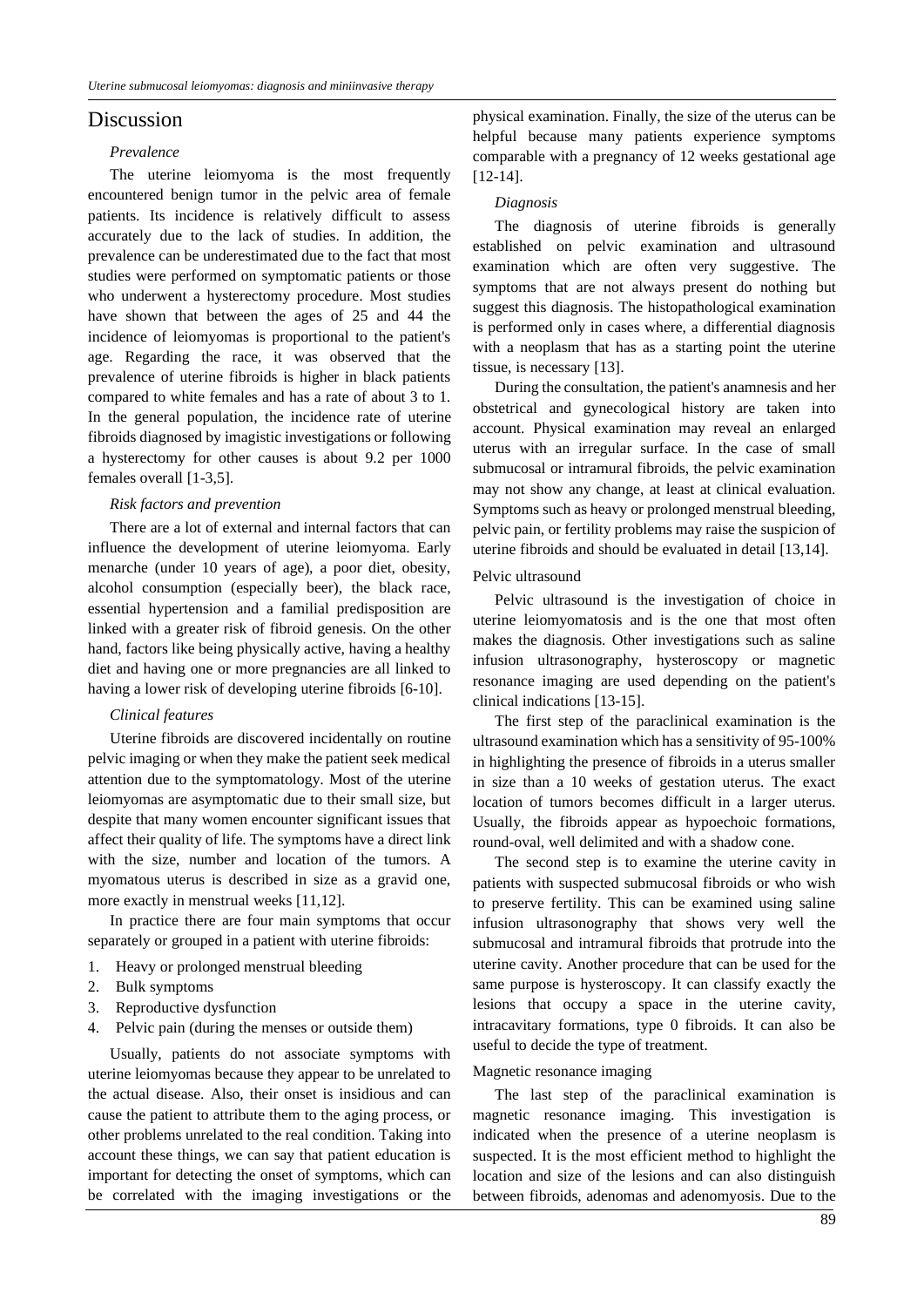## Discussion

### *Prevalence*

The uterine leiomyoma is the most frequently encountered benign tumor in the pelvic area of female patients. Its incidence is relatively difficult to assess accurately due to the lack of studies. In addition, the prevalence can be underestimated due to the fact that most studies were performed on symptomatic patients or those who underwent a hysterectomy procedure. Most studies have shown that between the ages of 25 and 44 the incidence of leiomyomas is proportional to the patient's age. Regarding the race, it was observed that the prevalence of uterine fibroids is higher in black patients compared to white females and has a rate of about 3 to 1. In the general population, the incidence rate of uterine fibroids diagnosed by imagistic investigations or following a hysterectomy for other causes is about 9.2 per 1000 females overall [1-3,5].

### *Risk factors and prevention*

There are a lot of external and internal factors that can influence the development of uterine leiomyoma. Early menarche (under 10 years of age), a poor diet, obesity, alcohol consumption (especially beer), the black race, essential hypertension and a familial predisposition are linked with a greater risk of fibroid genesis. On the other hand, factors like being physically active, having a healthy diet and having one or more pregnancies are all linked to having a lower risk of developing uterine fibroids [6-10].

### *Clinical features*

Uterine fibroids are discovered incidentally on routine pelvic imaging or when they make the patient seek medical attention due to the symptomatology. Most of the uterine leiomyomas are asymptomatic due to their small size, but despite that many women encounter significant issues that affect their quality of life. The symptoms have a direct link with the size, number and location of the tumors. A myomatous uterus is described in size as a gravid one, more exactly in menstrual weeks [11,12].

In practice there are four main symptoms that occur separately or grouped in a patient with uterine fibroids:

1. Heavy or prolonged menstrual bleeding
2. Bulk symptoms
3. Reproductive dysfunction
4. Pelvic pain (during the menses or outside them)

Usually, patients do not associate symptoms with uterine leiomyomas because they appear to be unrelated to the actual disease. Also, their onset is insidious and can cause the patient to attribute them to the aging process, or other problems unrelated to the real condition. Taking into account these things, we can say that patient education is important for detecting the onset of symptoms, which can be correlated with the imaging investigations or the physical examination. Finally, the size of the uterus can be helpful because many patients experience symptoms comparable with a pregnancy of 12 weeks gestational age [12-14].

### *Diagnosis*

The diagnosis of uterine fibroids is generally established on pelvic examination and ultrasound examination which are often very suggestive. The symptoms that are not always present do nothing but suggest this diagnosis. The histopathological examination is performed only in cases where, a differential diagnosis with a neoplasm that has as a starting point the uterine tissue, is necessary [13].

During the consultation, the patient's anamnesis and her obstetrical and gynecological history are taken into account. Physical examination may reveal an enlarged uterus with an irregular surface. In the case of small submucosal or intramural fibroids, the pelvic examination may not show any change, at least at clinical evaluation. Symptoms such as heavy or prolonged menstrual bleeding, pelvic pain, or fertility problems may raise the suspicion of uterine fibroids and should be evaluated in detail [13,14].

#### Pelvic ultrasound

Pelvic ultrasound is the investigation of choice in uterine leiomyomatosis and is the one that most often makes the diagnosis. Other investigations such as saline infusion ultrasonography, hysteroscopy or magnetic resonance imaging are used depending on the patient's clinical indications [13-15].

The first step of the paraclinical examination is the ultrasound examination which has a sensitivity of 95-100% in highlighting the presence of fibroids in a uterus smaller in size than a 10 weeks of gestation uterus. The exact location of tumors becomes difficult in a larger uterus. Usually, the fibroids appear as hypoechoic formations, round-oval, well delimited and with a shadow cone.

The second step is to examine the uterine cavity in patients with suspected submucosal fibroids or who wish to preserve fertility. This can be examined using saline infusion ultrasonography that shows very well the submucosal and intramural fibroids that protrude into the uterine cavity. Another procedure that can be used for the same purpose is hysteroscopy. It can classify exactly the lesions that occupy a space in the uterine cavity, intracavitary formations, type 0 fibroids. It can also be useful to decide the type of treatment.

#### Magnetic resonance imaging

The last step of the paraclinical examination is magnetic resonance imaging. This investigation is indicated when the presence of a uterine neoplasm is suspected. It is the most efficient method to highlight the location and size of the lesions and can also distinguish between fibroids, adenomas and adenomyosis. Due to the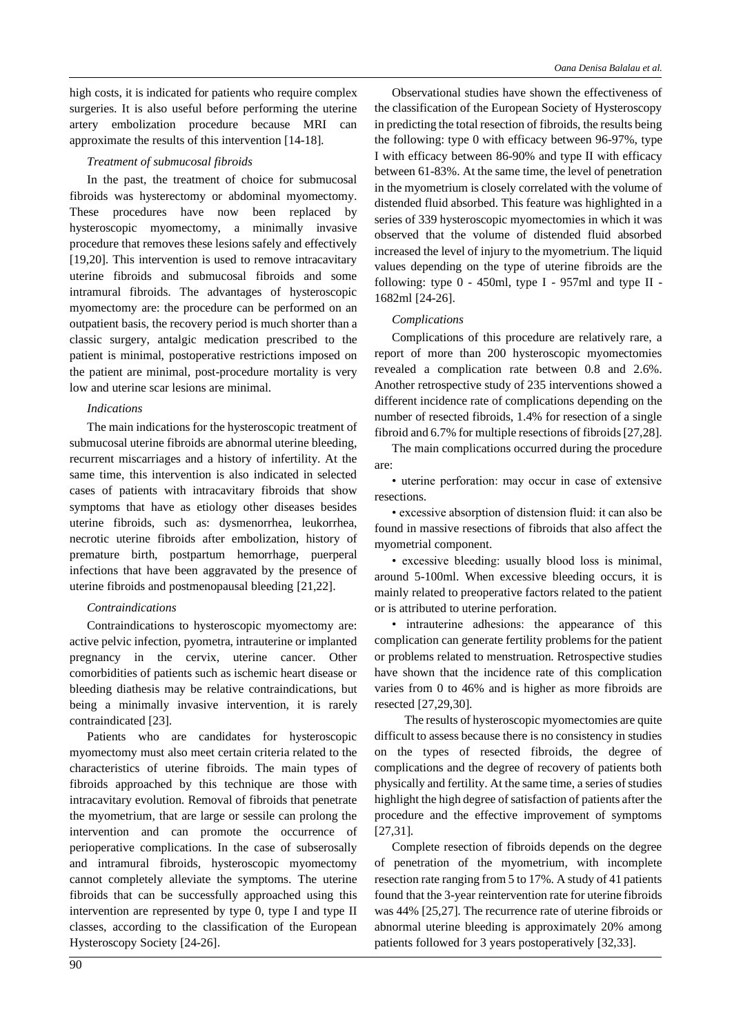high costs, it is indicated for patients who require complex surgeries. It is also useful before performing the uterine artery embolization procedure because MRI can approximate the results of this intervention [14-18].

*Treatment of submucosal fibroids*

In the past, the treatment of choice for submucosal fibroids was hysterectomy or abdominal myomectomy. These procedures have now been replaced by hysteroscopic myomectomy, a minimally invasive procedure that removes these lesions safely and effectively [19,20]. This intervention is used to remove intracavitary uterine fibroids and submucosal fibroids and some intramural fibroids. The advantages of hysteroscopic myomectomy are: the procedure can be performed on an outpatient basis, the recovery period is much shorter than a classic surgery, antalgic medication prescribed to the patient is minimal, postoperative restrictions imposed on the patient are minimal, post-procedure mortality is very low and uterine scar lesions are minimal.

*Indications*

The main indications for the hysteroscopic treatment of submucosal uterine fibroids are abnormal uterine bleeding, recurrent miscarriages and a history of infertility. At the same time, this intervention is also indicated in selected cases of patients with intracavitary fibroids that show symptoms that have as etiology other diseases besides uterine fibroids, such as: dysmenorrhea, leukorrhea, necrotic uterine fibroids after embolization, history of premature birth, postpartum hemorrhage, puerperal infections that have been aggravated by the presence of uterine fibroids and postmenopausal bleeding [21,22].

*Contraindications*

Contraindications to hysteroscopic myomectomy are: active pelvic infection, pyometra, intrauterine or implanted pregnancy in the cervix, uterine cancer. Other comorbidities of patients such as ischemic heart disease or bleeding diathesis may be relative contraindications, but being a minimally invasive intervention, it is rarely contraindicated [23].

Patients who are candidates for hysteroscopic myomectomy must also meet certain criteria related to the characteristics of uterine fibroids. The main types of fibroids approached by this technique are those with intracavitary evolution. Removal of fibroids that penetrate the myometrium, that are large or sessile can prolong the intervention and can promote the occurrence of perioperative complications. In the case of subserosally and intramural fibroids, hysteroscopic myomectomy cannot completely alleviate the symptoms. The uterine fibroids that can be successfully approached using this intervention are represented by type 0, type I and type II classes, according to the classification of the European Hysteroscopy Society [24-26].

Observational studies have shown the effectiveness of the classification of the European Society of Hysteroscopy in predicting the total resection of fibroids, the results being the following: type 0 with efficacy between 96-97%, type I with efficacy between 86-90% and type II with efficacy between 61-83%. At the same time, the level of penetration in the myometrium is closely correlated with the volume of distended fluid absorbed. This feature was highlighted in a series of 339 hysteroscopic myomectomies in which it was observed that the volume of distended fluid absorbed increased the level of injury to the myometrium. The liquid values depending on the type of uterine fibroids are the following: type 0 - 450ml, type I - 957ml and type II - 1682ml [24-26].

*Complications*

Complications of this procedure are relatively rare, a report of more than 200 hysteroscopic myomectomies revealed a complication rate between 0.8 and 2.6%. Another retrospective study of 235 interventions showed a different incidence rate of complications depending on the number of resected fibroids, 1.4% for resection of a single fibroid and 6.7% for multiple resections of fibroids [27,28].

The main complications occurred during the procedure are:

- uterine perforation: may occur in case of extensive resections.
- excessive absorption of distension fluid: it can also be found in massive resections of fibroids that also affect the myometrial component.
- excessive bleeding: usually blood loss is minimal, around 5-100ml. When excessive bleeding occurs, it is mainly related to preoperative factors related to the patient or is attributed to uterine perforation.
- intrauterine adhesions: the appearance of this complication can generate fertility problems for the patient or problems related to menstruation. Retrospective studies have shown that the incidence rate of this complication varies from 0 to 46% and is higher as more fibroids are resected [27,29,30].

The results of hysteroscopic myomectomies are quite difficult to assess because there is no consistency in studies on the types of resected fibroids, the degree of complications and the degree of recovery of patients both physically and fertility. At the same time, a series of studies highlight the high degree of satisfaction of patients after the procedure and the effective improvement of symptoms [27,31].

Complete resection of fibroids depends on the degree of penetration of the myometrium, with incomplete resection rate ranging from 5 to 17%. A study of 41 patients found that the 3-year reintervention rate for uterine fibroids was 44% [25,27]. The recurrence rate of uterine fibroids or abnormal uterine bleeding is approximately 20% among patients followed for 3 years postoperatively [32,33].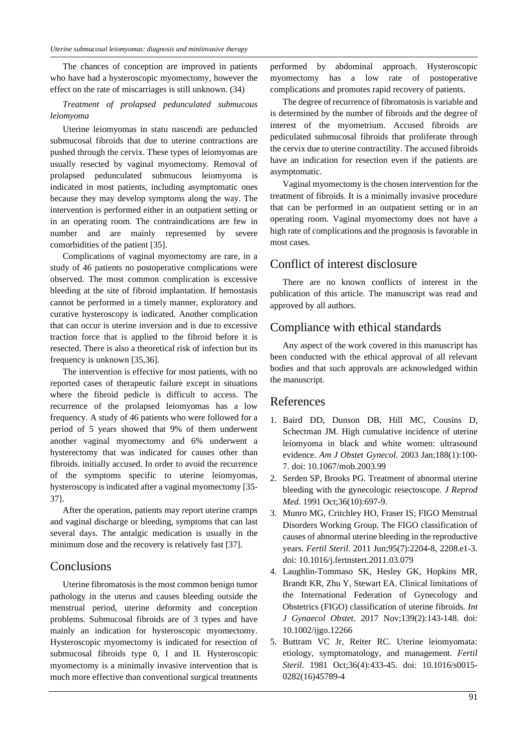The chances of conception are improved in patients who have had a hysteroscopic myomectomy, however the effect on the rate of miscarriages is still unknown. (34)

*Treatment of prolapsed pedunculated submucous leiomyoma*

Uterine leiomyomas in statu nascendi are peduncled submucosal fibroids that due to uterine contractions are pushed through the cervix. These types of leiomyomas are usually resected by vaginal myomectomy. Removal of prolapsed pedunculated submucous leiomyoma is indicated in most patients, including asymptomatic ones because they may develop symptoms along the way. The intervention is performed either in an outpatient setting or in an operating room. The contraindications are few in number and are mainly represented by severe comorbidities of the patient [35].

Complications of vaginal myomectomy are rare, in a study of 46 patients no postoperative complications were observed. The most common complication is excessive bleeding at the site of fibroid implantation. If hemostasis cannot be performed in a timely manner, exploratory and curative hysteroscopy is indicated. Another complication that can occur is uterine inversion and is due to excessive traction force that is applied to the fibroid before it is resected. There is also a theoretical risk of infection but its frequency is unknown [35,36].

The intervention is effective for most patients, with no reported cases of therapeutic failure except in situations where the fibroid pedicle is difficult to access. The recurrence of the prolapsed leiomyomas has a low frequency. A study of 46 patients who were followed for a period of 5 years showed that 9% of them underwent another vaginal myomectomy and 6% underwent a hysterectomy that was indicated for causes other than fibroids. initially accused. In order to avoid the recurrence of the symptoms specific to uterine leiomyomas, hysteroscopy is indicated after a vaginal myomectomy [35-37].

After the operation, patients may report uterine cramps and vaginal discharge or bleeding, symptoms that can last several days. The antalgic medication is usually in the minimum dose and the recovery is relatively fast [37].

## Conclusions

Uterine fibromatosis is the most common benign tumor pathology in the uterus and causes bleeding outside the menstrual period, uterine deformity and conception problems. Submucosal fibroids are of 3 types and have mainly an indication for hysteroscopic myomectomy. Hysteroscopic myomectomy is indicated for resection of submucosal fibroids type 0, I and II. Hysteroscopic myomectomy is a minimally invasive intervention that is much more effective than conventional surgical treatments performed by abdominal approach. Hysteroscopic myomectomy has a low rate of postoperative complications and promotes rapid recovery of patients.

The degree of recurrence of fibromatosis is variable and is determined by the number of fibroids and the degree of interest of the myometrium. Accused fibroids are pediculated submucosal fibroids that proliferate through the cervix due to uterine contractility. The accused fibroids have an indication for resection even if the patients are asymptomatic.

Vaginal myomectomy is the chosen intervention for the treatment of fibroids. It is a minimally invasive procedure that can be performed in an outpatient setting or in an operating room. Vaginal myomectomy does not have a high rate of complications and the prognosis is favorable in most cases.

## Conflict of interest disclosure

There are no known conflicts of interest in the publication of this article. The manuscript was read and approved by all authors.

## Compliance with ethical standards

Any aspect of the work covered in this manuscript has been conducted with the ethical approval of all relevant bodies and that such approvals are acknowledged within the manuscript.

## References

1. Baird DD, Dunson DB, Hill MC, Cousins D, Schectman JM. High cumulative incidence of uterine leiomyoma in black and white women: ultrasound evidence. *Am J Obstet Gynecol*. 2003 Jan;188(1):100-7. doi: 10.1067/mob.2003.99
2. Serden SP, Brooks PG. Treatment of abnormal uterine bleeding with the gynecologic resectoscope. *J Reprod Med*. 1991 Oct;36(10):697-9.
3. Munro MG, Critchley HO, Fraser IS; FIGO Menstrual Disorders Working Group. The FIGO classification of causes of abnormal uterine bleeding in the reproductive years. *Fertil Steril*. 2011 Jun;95(7):2204-8, 2208.e1-3. doi: 10.1016/j.fertnstert.2011.03.079
4. Laughlin-Tommaso SK, Hesley GK, Hopkins MR, Brandt KR, Zhu Y, Stewart EA. Clinical limitations of the International Federation of Gynecology and Obstetrics (FIGO) classification of uterine fibroids. *Int J Gynaecol Obstet*. 2017 Nov;139(2):143-148. doi: 10.1002/ijgo.12266
5. Buttram VC Jr, Reiter RC. Uterine leiomyomata: etiology, symptomatology, and management. *Fertil Steril*. 1981 Oct;36(4):433-45. doi: 10.1016/s0015-0282(16)45789-4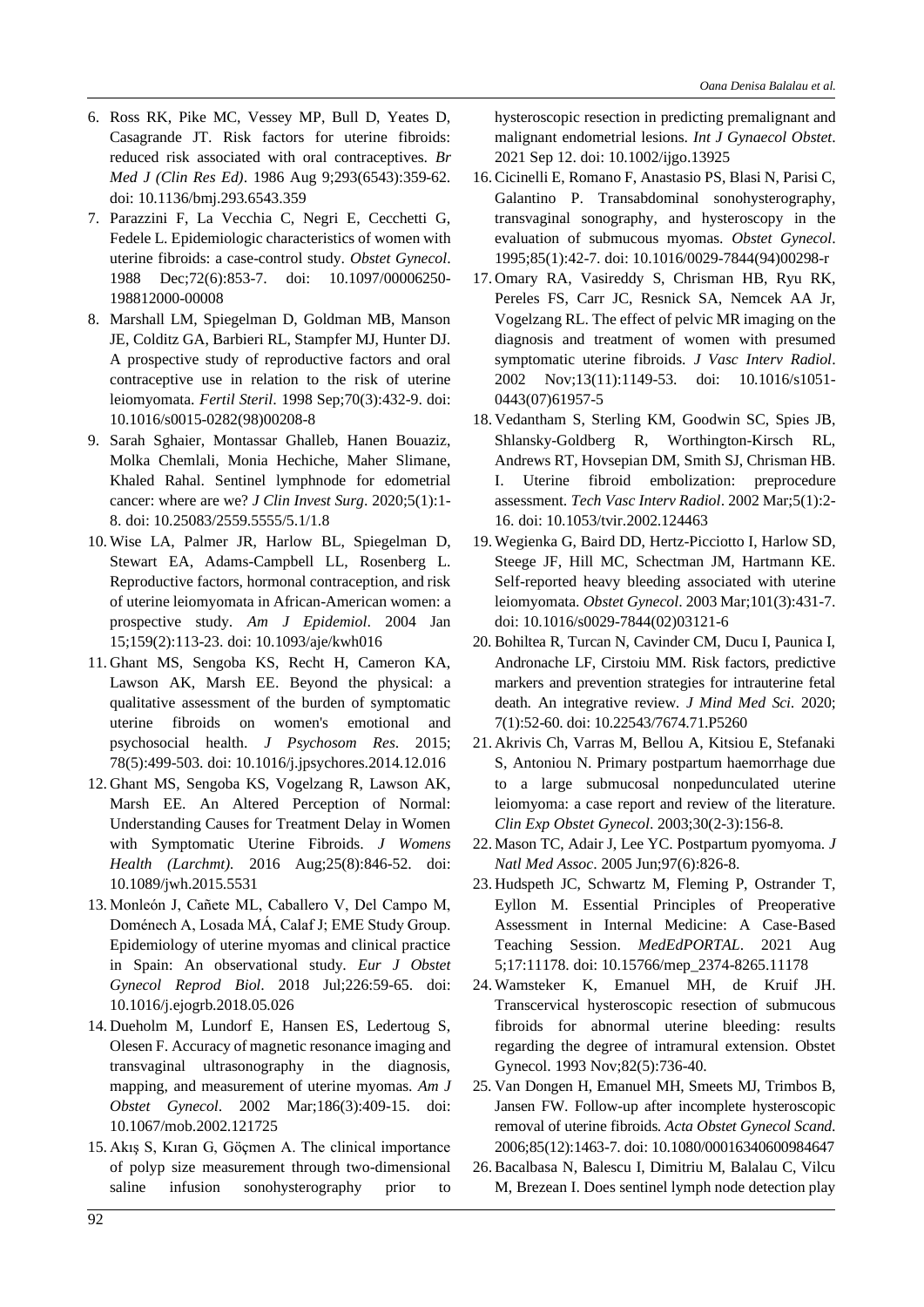6. Ross RK, Pike MC, Vessey MP, Bull D, Yeates D, Casagrande JT. Risk factors for uterine fibroids: reduced risk associated with oral contraceptives. *Br Med J (Clin Res Ed)*. 1986 Aug 9;293(6543):359-62. doi: 10.1136/bmj.293.6543.359
7. Parazzini F, La Vecchia C, Negri E, Cecchetti G, Fedele L. Epidemiologic characteristics of women with uterine fibroids: a case-control study. *Obstet Gynecol*. 1988 Dec;72(6):853-7. doi: 10.1097/00006250-198812000-00008
8. Marshall LM, Spiegelman D, Goldman MB, Manson JE, Colditz GA, Barbieri RL, Stampfer MJ, Hunter DJ. A prospective study of reproductive factors and oral contraceptive use in relation to the risk of uterine leiomyomata. *Fertil Steril*. 1998 Sep;70(3):432-9. doi: 10.1016/s0015-0282(98)00208-8
9. Sarah Sghaier, Montassar Ghalleb, Hanen Bouaziz, Molka Chemlali, Monia Hechiche, Maher Slimane, Khaled Rahal. Sentinel lymphnode for edometrial cancer: where are we? *J Clin Invest Surg*. 2020;5(1):1-8. doi: 10.25083/2559.5555/5.1/1.8
10. Wise LA, Palmer JR, Harlow BL, Spiegelman D, Stewart EA, Adams-Campbell LL, Rosenberg L. Reproductive factors, hormonal contraception, and risk of uterine leiomyomata in African-American women: a prospective study. *Am J Epidemiol*. 2004 Jan 15;159(2):113-23. doi: 10.1093/aje/kwh016
11. Ghant MS, Sengoba KS, Recht H, Cameron KA, Lawson AK, Marsh EE. Beyond the physical: a qualitative assessment of the burden of symptomatic uterine fibroids on women's emotional and psychosocial health. *J Psychosom Res*. 2015; 78(5):499-503. doi: 10.1016/j.jpsychores.2014.12.016
12. Ghant MS, Sengoba KS, Vogelzang R, Lawson AK, Marsh EE. An Altered Perception of Normal: Understanding Causes for Treatment Delay in Women with Symptomatic Uterine Fibroids. *J Womens Health (Larchmt)*. 2016 Aug;25(8):846-52. doi: 10.1089/jwh.2015.5531
13. Monleón J, Cañete ML, Caballero V, Del Campo M, Doménech A, Losada MÁ, Calaf J; EME Study Group. Epidemiology of uterine myomas and clinical practice in Spain: An observational study. *Eur J Obstet Gynecol Reprod Biol*. 2018 Jul;226:59-65. doi: 10.1016/j.ejogrb.2018.05.026
14. Dueholm M, Lundorf E, Hansen ES, Ledertoug S, Olesen F. Accuracy of magnetic resonance imaging and transvaginal ultrasonography in the diagnosis, mapping, and measurement of uterine myomas. *Am J Obstet Gynecol*. 2002 Mar;186(3):409-15. doi: 10.1067/mob.2002.121725
15. Akış S, Kıran G, Göçmen A. The clinical importance of polyp size measurement through two-dimensional saline infusion sonohysterography prior to hysteroscopic resection in predicting premalignant and malignant endometrial lesions. *Int J Gynaecol Obstet*. 2021 Sep 12. doi: 10.1002/ijgo.13925
16. Cicinelli E, Romano F, Anastasio PS, Blasi N, Parisi C, Galantino P. Transabdominal sonohysterography, transvaginal sonography, and hysteroscopy in the evaluation of submucous myomas. *Obstet Gynecol*. 1995;85(1):42-7. doi: 10.1016/0029-7844(94)00298-r
17. Omary RA, Vasireddy S, Chrisman HB, Ryu RK, Pereles FS, Carr JC, Resnick SA, Nemcek AA Jr, Vogelzang RL. The effect of pelvic MR imaging on the diagnosis and treatment of women with presumed symptomatic uterine fibroids. *J Vasc Interv Radiol*. 2002 Nov;13(11):1149-53. doi: 10.1016/s1051-0443(07)61957-5
18. Vedantham S, Sterling KM, Goodwin SC, Spies JB, Shlansky-Goldberg R, Worthington-Kirsch RL, Andrews RT, Hovsepian DM, Smith SJ, Chrisman HB. I. Uterine fibroid embolization: preprocedure assessment. *Tech Vasc Interv Radiol*. 2002 Mar;5(1):2-16. doi: 10.1053/tvir.2002.124463
19. Wegienka G, Baird DD, Hertz-Picciotto I, Harlow SD, Steege JF, Hill MC, Schectman JM, Hartmann KE. Self-reported heavy bleeding associated with uterine leiomyomata. *Obstet Gynecol*. 2003 Mar;101(3):431-7. doi: 10.1016/s0029-7844(02)03121-6
20. Bohiltea R, Turcan N, Cavinder CM, Ducu I, Paunica I, Andronache LF, Cirstoiu MM. Risk factors, predictive markers and prevention strategies for intrauterine fetal death. An integrative review. *J Mind Med Sci*. 2020; 7(1):52-60. doi: 10.22543/7674.71.P5260
21. Akrivis Ch, Varras M, Bellou A, Kitsiou E, Stefanaki S, Antoniou N. Primary postpartum haemorrhage due to a large submucosal nonpedunculated uterine leiomyoma: a case report and review of the literature. *Clin Exp Obstet Gynecol*. 2003;30(2-3):156-8.
22. Mason TC, Adair J, Lee YC. Postpartum pyomyoma. *J Natl Med Assoc*. 2005 Jun;97(6):826-8.
23. Hudspeth JC, Schwartz M, Fleming P, Ostrander T, Eyllon M. Essential Principles of Preoperative Assessment in Internal Medicine: A Case-Based Teaching Session. *MedEdPORTAL*. 2021 Aug 5;17:11178. doi: 10.15766/mep_2374-8265.11178
24. Wamsteker K, Emanuel MH, de Kruif JH. Transcervical hysteroscopic resection of submucous fibroids for abnormal uterine bleeding: results regarding the degree of intramural extension. Obstet Gynecol. 1993 Nov;82(5):736-40.
25. Van Dongen H, Emanuel MH, Smeets MJ, Trimbos B, Jansen FW. Follow-up after incomplete hysteroscopic removal of uterine fibroids. *Acta Obstet Gynecol Scand*. 2006;85(12):1463-7. doi: 10.1080/00016340600984647
26. Bacalbasa N, Balescu I, Dimitriu M, Balalau C, Vilcu M, Brezean I. Does sentinel lymph node detection play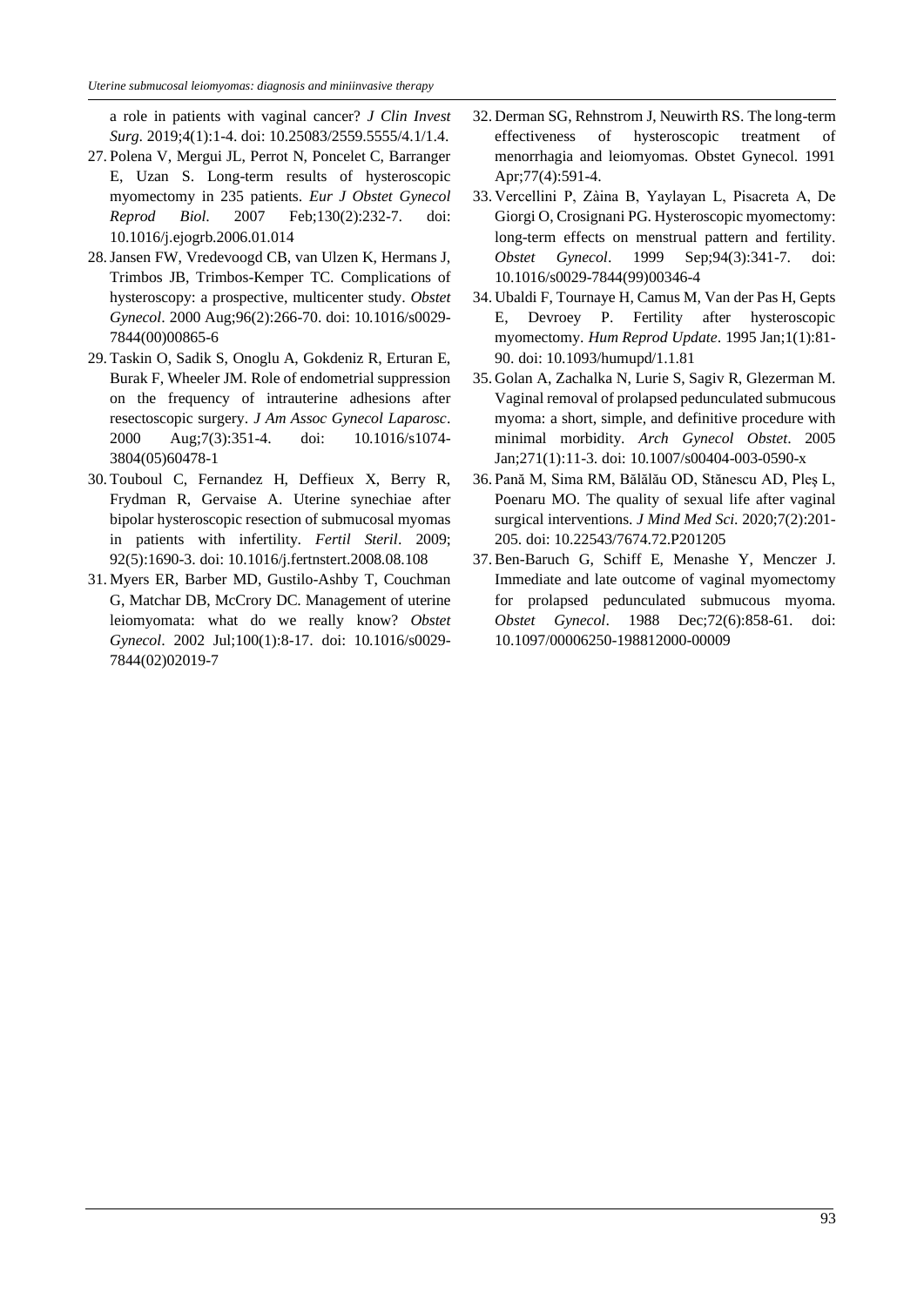a role in patients with vaginal cancer? *J Clin Invest Surg*. 2019;4(1):1-4. doi: 10.25083/2559.5555/4.1/1.4.

27. Polena V, Mergui JL, Perrot N, Poncelet C, Barranger E, Uzan S. Long-term results of hysteroscopic myomectomy in 235 patients. *Eur J Obstet Gynecol Reprod Biol*. 2007 Feb;130(2):232-7. doi: 10.1016/j.ejogrb.2006.01.014
28. Jansen FW, Vredevoogd CB, van Ulzen K, Hermans J, Trimbos JB, Trimbos-Kemper TC. Complications of hysteroscopy: a prospective, multicenter study. *Obstet Gynecol*. 2000 Aug;96(2):266-70. doi: 10.1016/s0029-7844(00)00865-6
29. Taskin O, Sadik S, Onoglu A, Gokdeniz R, Erturan E, Burak F, Wheeler JM. Role of endometrial suppression on the frequency of intrauterine adhesions after resectoscopic surgery. *J Am Assoc Gynecol Laparosc*. 2000 Aug;7(3):351-4. doi: 10.1016/s1074-3804(05)60478-1
30. Touboul C, Fernandez H, Deffieux X, Berry R, Frydman R, Gervaise A. Uterine synechiae after bipolar hysteroscopic resection of submucosal myomas in patients with infertility. *Fertil Steril*. 2009; 92(5):1690-3. doi: 10.1016/j.fertnstert.2008.08.108
31. Myers ER, Barber MD, Gustilo-Ashby T, Couchman G, Matchar DB, McCrory DC. Management of uterine leiomyomata: what do we really know? *Obstet Gynecol*. 2002 Jul;100(1):8-17. doi: 10.1016/s0029-7844(02)02019-7
32. Derman SG, Rehnstrom J, Neuwirth RS. The long-term effectiveness of hysteroscopic treatment of menorrhagia and leiomyomas. Obstet Gynecol. 1991 Apr;77(4):591-4.
33. Vercellini P, Zàina B, Yaylayan L, Pisacreta A, De Giorgi O, Crosignani PG. Hysteroscopic myomectomy: long-term effects on menstrual pattern and fertility. *Obstet Gynecol*. 1999 Sep;94(3):341-7. doi: 10.1016/s0029-7844(99)00346-4
34. Ubaldi F, Tournaye H, Camus M, Van der Pas H, Gepts E, Devroey P. Fertility after hysteroscopic myomectomy. *Hum Reprod Update*. 1995 Jan;1(1):81-90. doi: 10.1093/humupd/1.1.81
35. Golan A, Zachalka N, Lurie S, Sagiv R, Glezerman M. Vaginal removal of prolapsed pedunculated submucous myoma: a short, simple, and definitive procedure with minimal morbidity. *Arch Gynecol Obstet*. 2005 Jan;271(1):11-3. doi: 10.1007/s00404-003-0590-x
36. Pană M, Sima RM, Bălălău OD, Stănescu AD, Pleş L, Poenaru MO. The quality of sexual life after vaginal surgical interventions. *J Mind Med Sci.* 2020;7(2):201-205. doi: 10.22543/7674.72.P201205
37. Ben-Baruch G, Schiff E, Menashe Y, Menczer J. Immediate and late outcome of vaginal myomectomy for prolapsed pedunculated submucous myoma. *Obstet Gynecol*. 1988 Dec;72(6):858-61. doi: 10.1097/00006250-198812000-00009